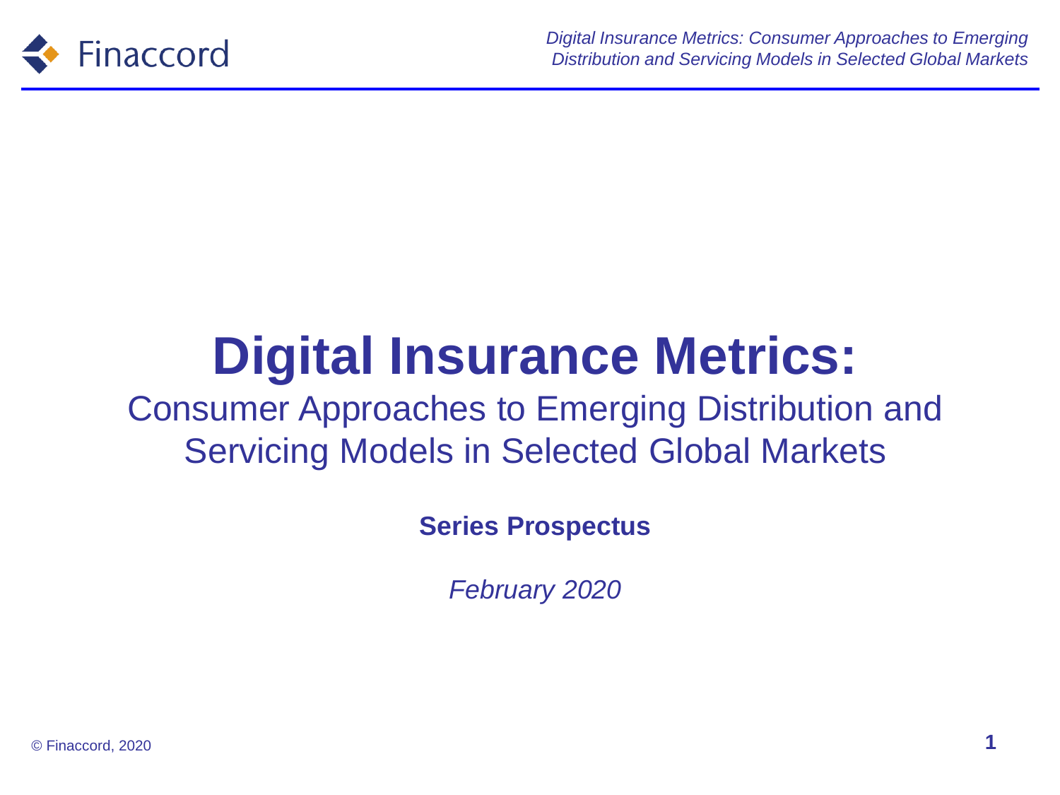# Digital Insurance Metrics:

## Consumer Approaches to Emerging Distribution and Servicing Models in Selected Global Markets

**Series Prospectus**

*February 2020*

© Finaccord, 2020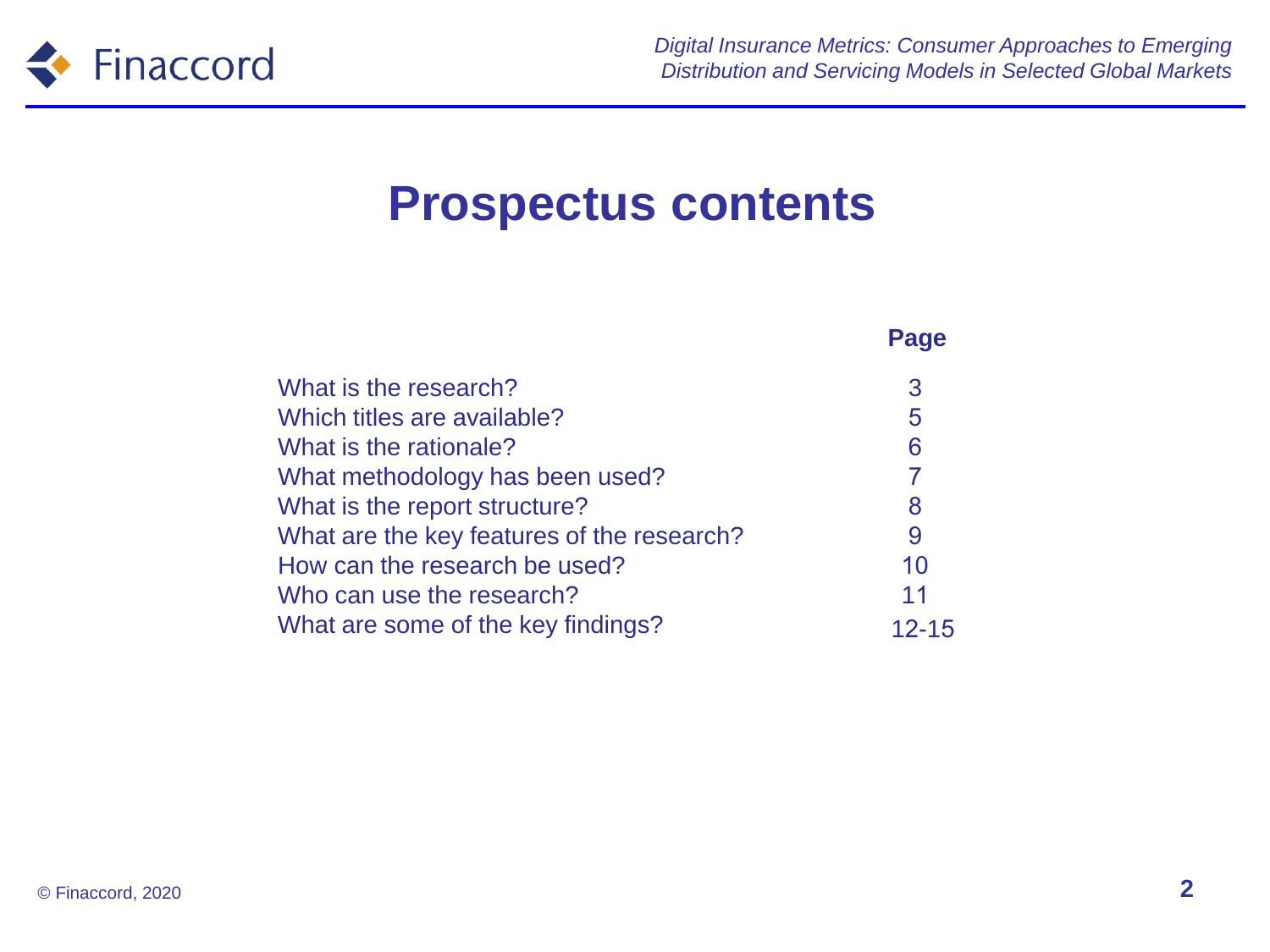# Prospectus contents

| | Page |
|---|---|
| What is the research? | 3 |
| Which titles are available? | 5 |
| What is the rationale? | 6 |
| What methodology has been used? | 7 |
| What is the report structure? | 8 |
| What are the key features of the research? | 9 |
| How can the research be used? | 10 |
| Who can use the research? | 11 |
| What are some of the key findings? | 12-15 |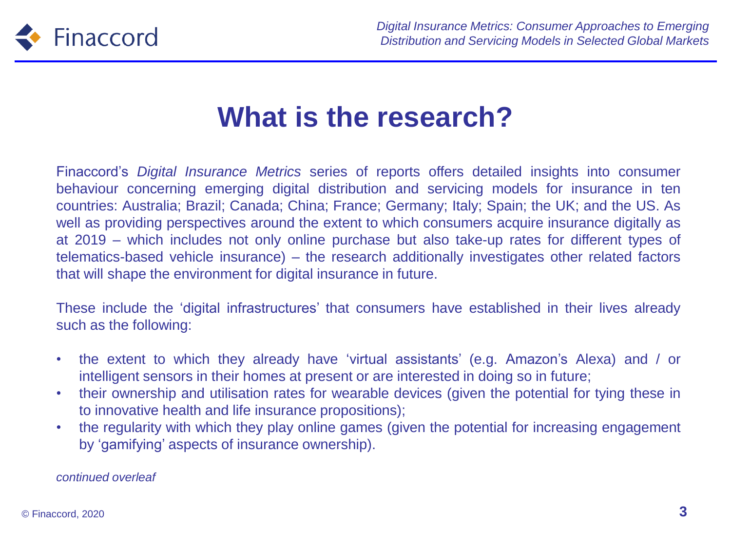# What is the research?

Finaccord's *Digital Insurance Metrics* series of reports offers detailed insights into consumer behaviour concerning emerging digital distribution and servicing models for insurance in ten countries: Australia; Brazil; Canada; China; France; Germany; Italy; Spain; the UK; and the US. As well as providing perspectives around the extent to which consumers acquire insurance digitally as at 2019 – which includes not only online purchase but also take-up rates for different types of telematics-based vehicle insurance) – the research additionally investigates other related factors that will shape the environment for digital insurance in future.

These include the 'digital infrastructures' that consumers have established in their lives already such as the following:

- the extent to which they already have 'virtual assistants' (e.g. Amazon's Alexa) and / or intelligent sensors in their homes at present or are interested in doing so in future;
- their ownership and utilisation rates for wearable devices (given the potential for tying these in to innovative health and life insurance propositions);
- the regularity with which they play online games (given the potential for increasing engagement by 'gamifying' aspects of insurance ownership).

*continued overleaf*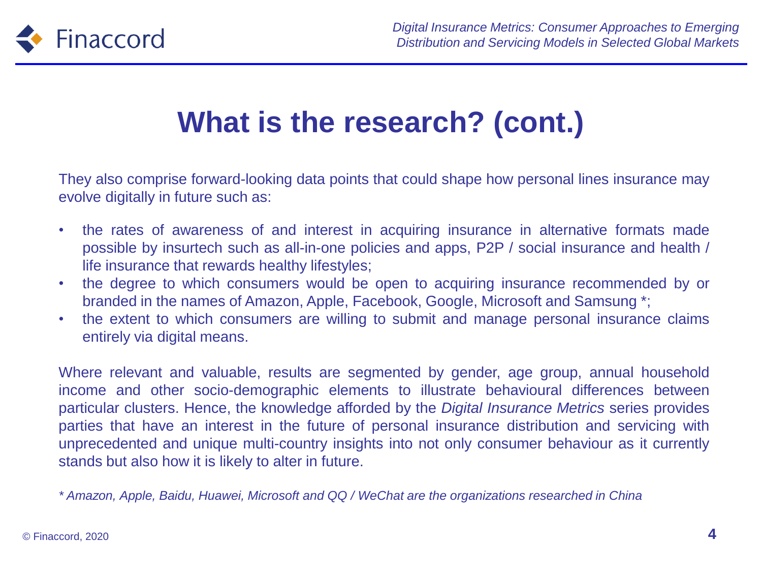# What is the research? (cont.)

They also comprise forward-looking data points that could shape how personal lines insurance may evolve digitally in future such as:

- the rates of awareness of and interest in acquiring insurance in alternative formats made possible by insurtech such as all-in-one policies and apps, P2P / social insurance and health / life insurance that rewards healthy lifestyles;
- the degree to which consumers would be open to acquiring insurance recommended by or branded in the names of Amazon, Apple, Facebook, Google, Microsoft and Samsung *;
- the extent to which consumers are willing to submit and manage personal insurance claims entirely via digital means.

Where relevant and valuable, results are segmented by gender, age group, annual household income and other socio-demographic elements to illustrate behavioural differences between particular clusters. Hence, the knowledge afforded by the *Digital Insurance Metrics* series provides parties that have an interest in the future of personal insurance distribution and servicing with unprecedented and unique multi-country insights into not only consumer behaviour as it currently stands but also how it is likely to alter in future.

*\* Amazon, Apple, Baidu, Huawei, Microsoft and QQ / WeChat are the organizations researched in China*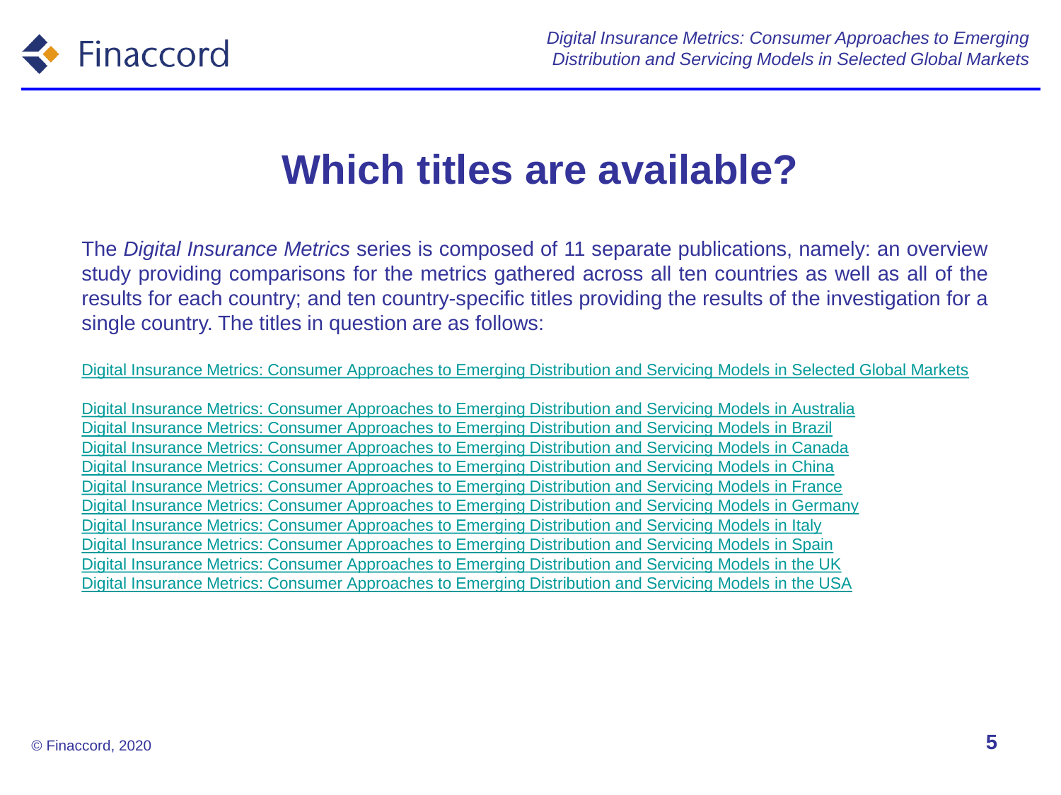# Which titles are available?

The *Digital Insurance Metrics* series is composed of 11 separate publications, namely: an overview study providing comparisons for the metrics gathered across all ten countries as well as all of the results for each country; and ten country-specific titles providing the results of the investigation for a single country. The titles in question are as follows:

Digital Insurance Metrics: Consumer Approaches to Emerging Distribution and Servicing Models in Selected Global Markets

Digital Insurance Metrics: Consumer Approaches to Emerging Distribution and Servicing Models in Australia
Digital Insurance Metrics: Consumer Approaches to Emerging Distribution and Servicing Models in Brazil
Digital Insurance Metrics: Consumer Approaches to Emerging Distribution and Servicing Models in Canada
Digital Insurance Metrics: Consumer Approaches to Emerging Distribution and Servicing Models in China
Digital Insurance Metrics: Consumer Approaches to Emerging Distribution and Servicing Models in France
Digital Insurance Metrics: Consumer Approaches to Emerging Distribution and Servicing Models in Germany
Digital Insurance Metrics: Consumer Approaches to Emerging Distribution and Servicing Models in Italy
Digital Insurance Metrics: Consumer Approaches to Emerging Distribution and Servicing Models in Spain
Digital Insurance Metrics: Consumer Approaches to Emerging Distribution and Servicing Models in the UK
Digital Insurance Metrics: Consumer Approaches to Emerging Distribution and Servicing Models in the USA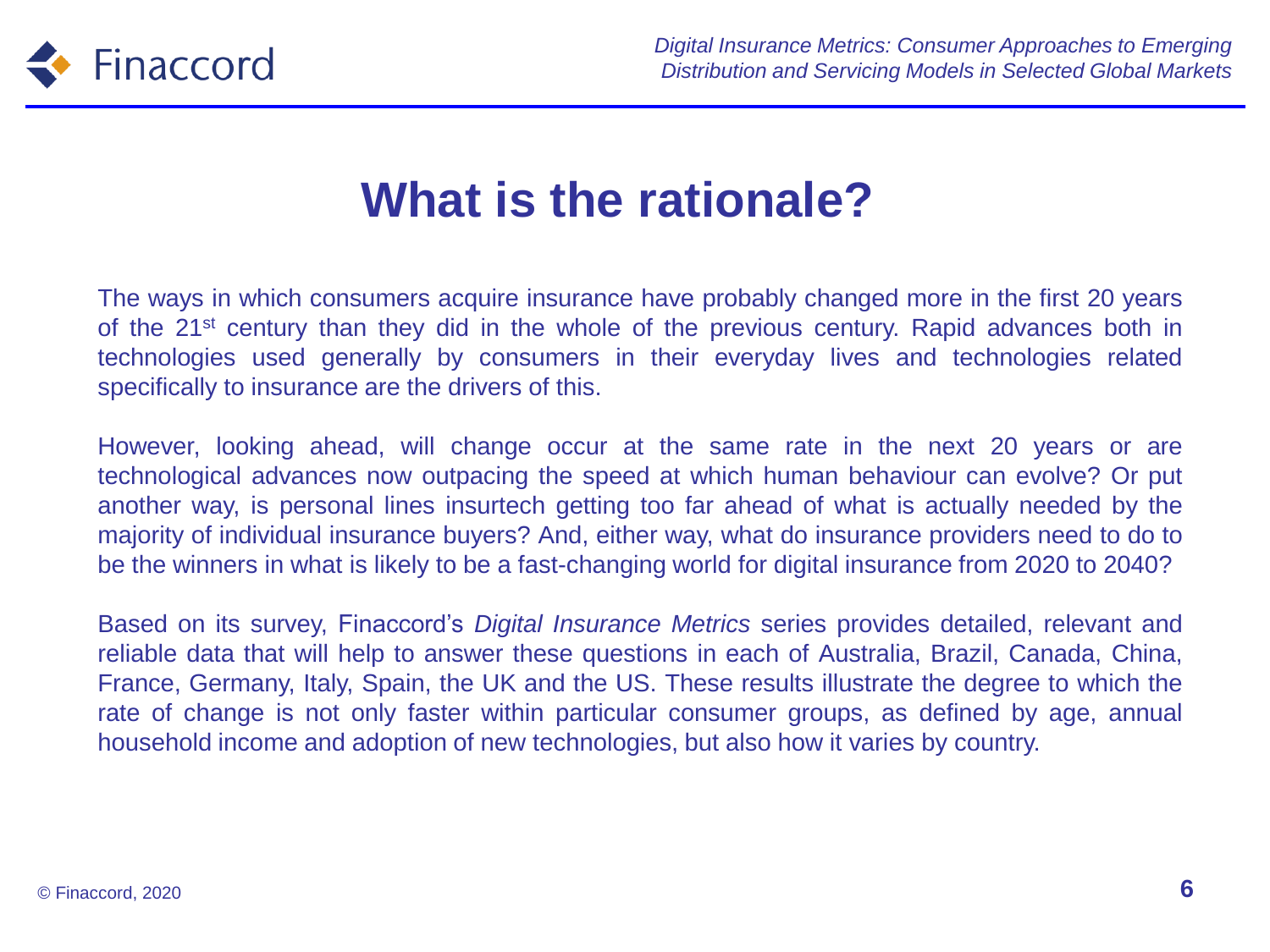# What is the rationale?

The ways in which consumers acquire insurance have probably changed more in the first 20 years of the 21st century than they did in the whole of the previous century. Rapid advances both in technologies used generally by consumers in their everyday lives and technologies related specifically to insurance are the drivers of this.

However, looking ahead, will change occur at the same rate in the next 20 years or are technological advances now outpacing the speed at which human behaviour can evolve? Or put another way, is personal lines insurtech getting too far ahead of what is actually needed by the majority of individual insurance buyers? And, either way, what do insurance providers need to do to be the winners in what is likely to be a fast-changing world for digital insurance from 2020 to 2040?

Based on its survey, Finaccord's *Digital Insurance Metrics* series provides detailed, relevant and reliable data that will help to answer these questions in each of Australia, Brazil, Canada, China, France, Germany, Italy, Spain, the UK and the US. These results illustrate the degree to which the rate of change is not only faster within particular consumer groups, as defined by age, annual household income and adoption of new technologies, but also how it varies by country.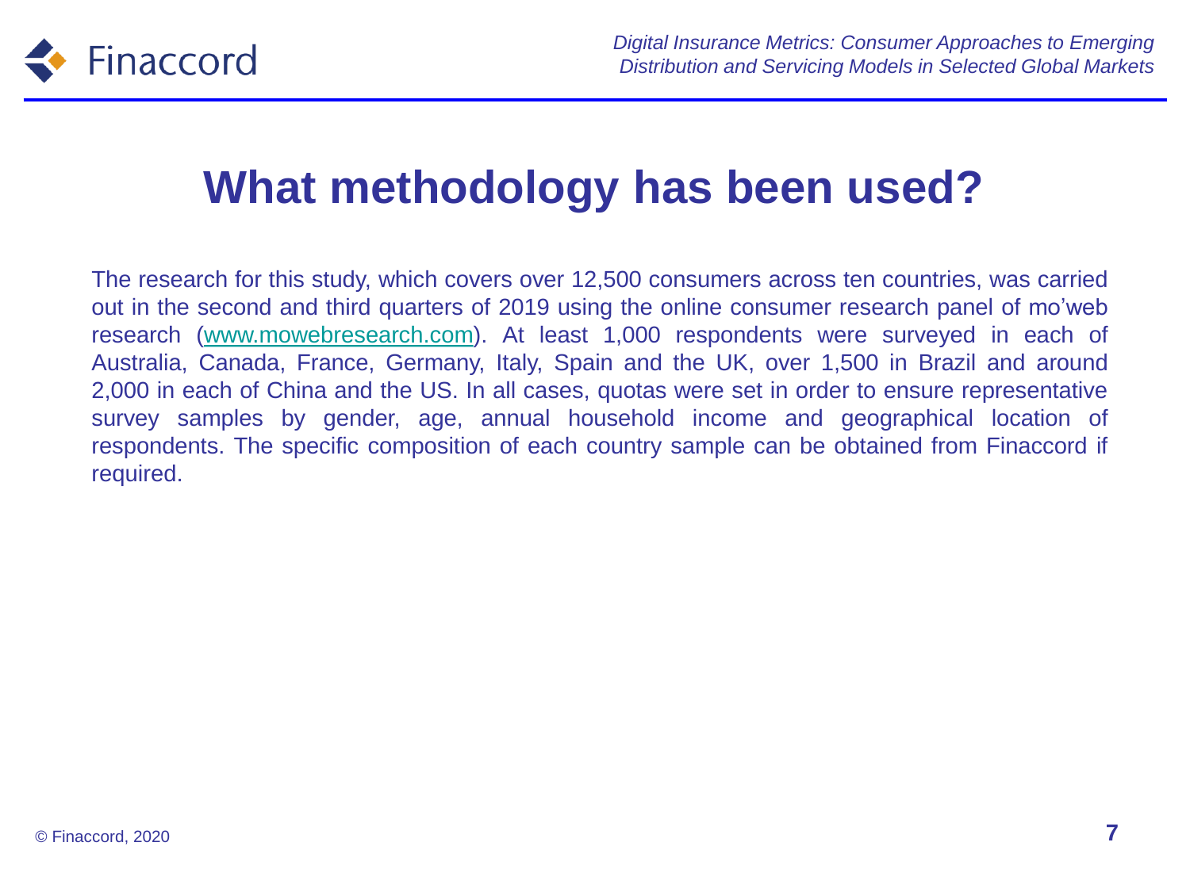# What methodology has been used?

The research for this study, which covers over 12,500 consumers across ten countries, was carried out in the second and third quarters of 2019 using the online consumer research panel of mo'web research (www.mowebresearch.com). At least 1,000 respondents were surveyed in each of Australia, Canada, France, Germany, Italy, Spain and the UK, over 1,500 in Brazil and around 2,000 in each of China and the US. In all cases, quotas were set in order to ensure representative survey samples by gender, age, annual household income and geographical location of respondents. The specific composition of each country sample can be obtained from Finaccord if required.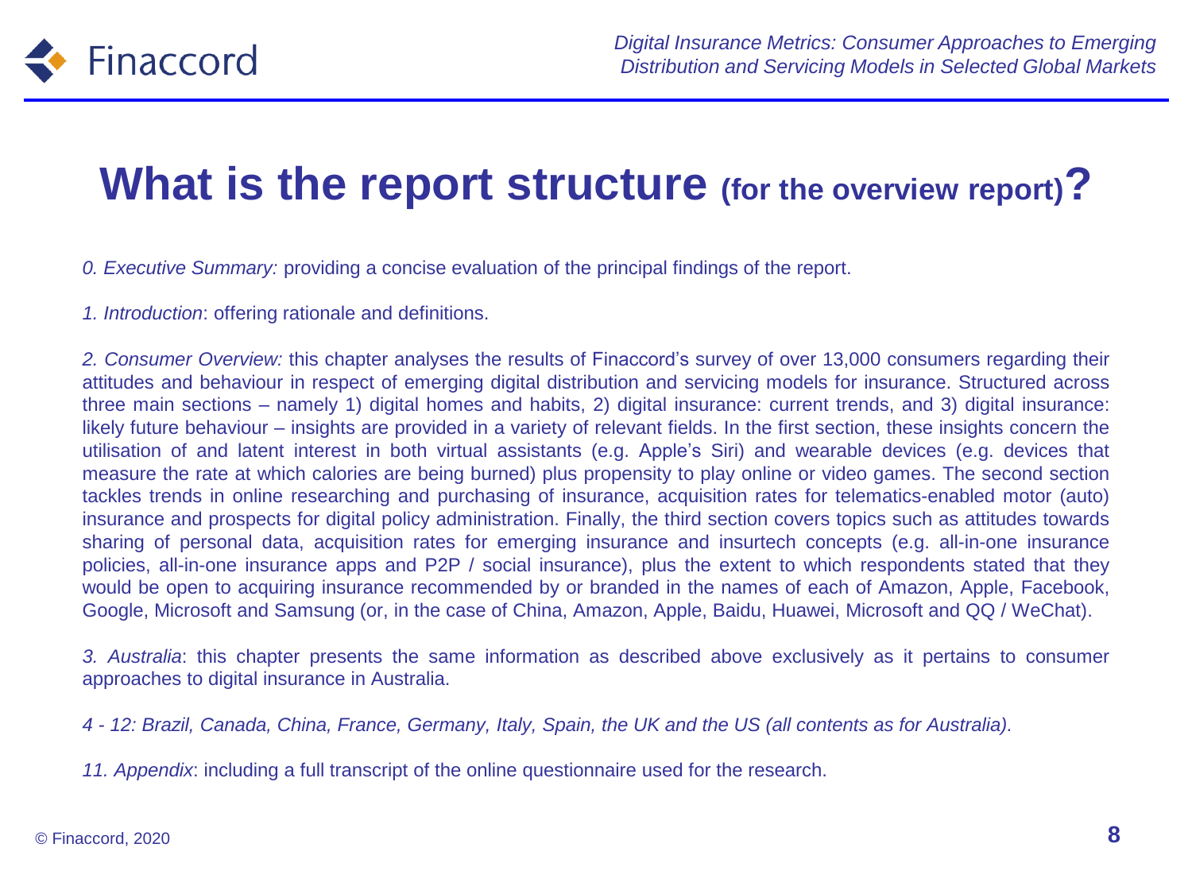# What is the report structure (for the overview report)?

*0. Executive Summary:* providing a concise evaluation of the principal findings of the report.

*1. Introduction*: offering rationale and definitions.

*2. Consumer Overview:* this chapter analyses the results of Finaccord's survey of over 13,000 consumers regarding their attitudes and behaviour in respect of emerging digital distribution and servicing models for insurance. Structured across three main sections – namely 1) digital homes and habits, 2) digital insurance: current trends, and 3) digital insurance: likely future behaviour – insights are provided in a variety of relevant fields. In the first section, these insights concern the utilisation of and latent interest in both virtual assistants (e.g. Apple's Siri) and wearable devices (e.g. devices that measure the rate at which calories are being burned) plus propensity to play online or video games. The second section tackles trends in online researching and purchasing of insurance, acquisition rates for telematics-enabled motor (auto) insurance and prospects for digital policy administration. Finally, the third section covers topics such as attitudes towards sharing of personal data, acquisition rates for emerging insurance and insurtech concepts (e.g. all-in-one insurance policies, all-in-one insurance apps and P2P / social insurance), plus the extent to which respondents stated that they would be open to acquiring insurance recommended by or branded in the names of each of Amazon, Apple, Facebook, Google, Microsoft and Samsung (or, in the case of China, Amazon, Apple, Baidu, Huawei, Microsoft and QQ / WeChat).

*3. Australia*: this chapter presents the same information as described above exclusively as it pertains to consumer approaches to digital insurance in Australia.

*4 - 12: Brazil, Canada, China, France, Germany, Italy, Spain, the UK and the US (all contents as for Australia).*

*11. Appendix*: including a full transcript of the online questionnaire used for the research.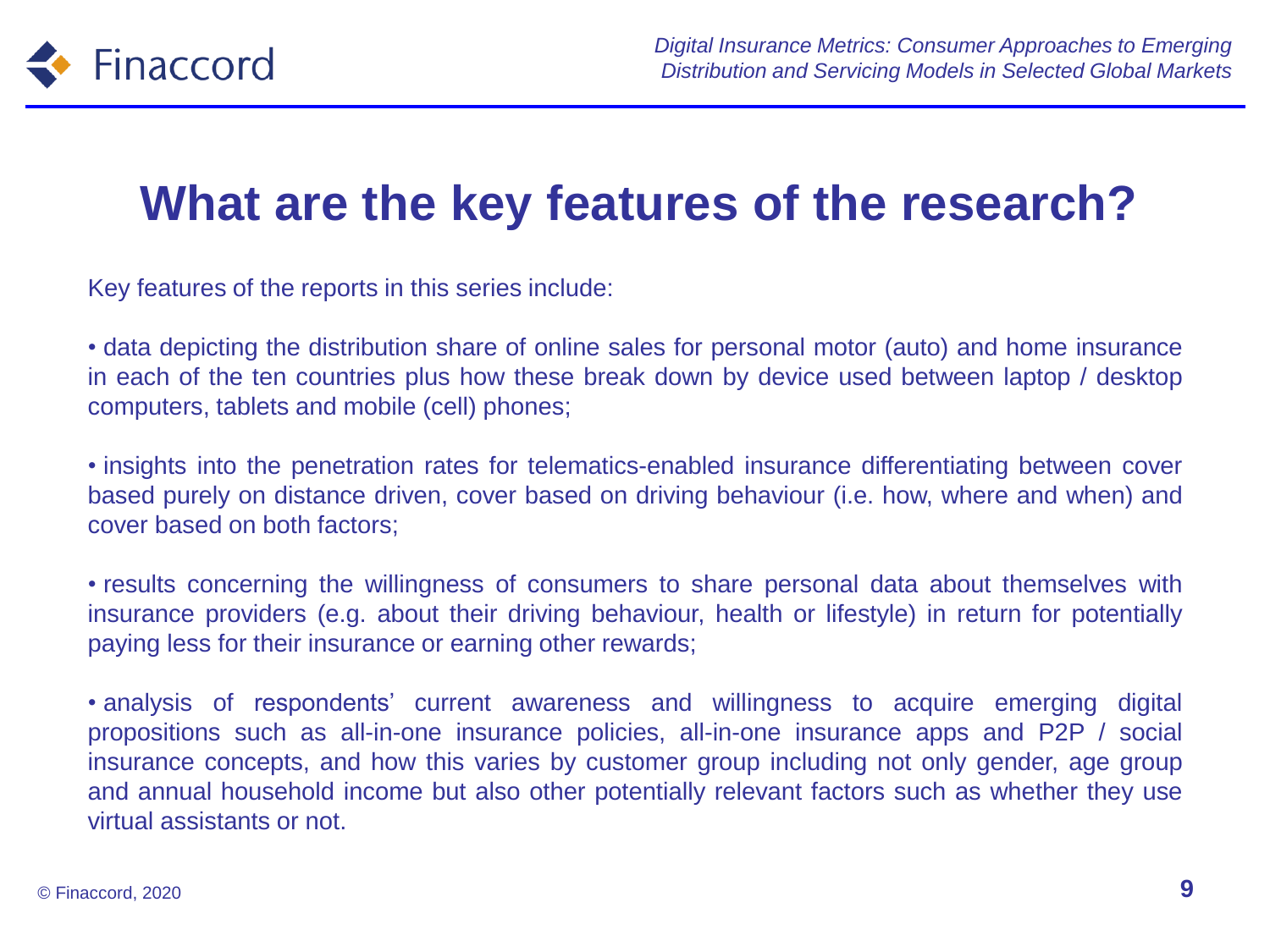# What are the key features of the research?

Key features of the reports in this series include:

• data depicting the distribution share of online sales for personal motor (auto) and home insurance in each of the ten countries plus how these break down by device used between laptop / desktop computers, tablets and mobile (cell) phones;

• insights into the penetration rates for telematics-enabled insurance differentiating between cover based purely on distance driven, cover based on driving behaviour (i.e. how, where and when) and cover based on both factors;

• results concerning the willingness of consumers to share personal data about themselves with insurance providers (e.g. about their driving behaviour, health or lifestyle) in return for potentially paying less for their insurance or earning other rewards;

• analysis of respondents' current awareness and willingness to acquire emerging digital propositions such as all-in-one insurance policies, all-in-one insurance apps and P2P / social insurance concepts, and how this varies by customer group including not only gender, age group and annual household income but also other potentially relevant factors such as whether they use virtual assistants or not.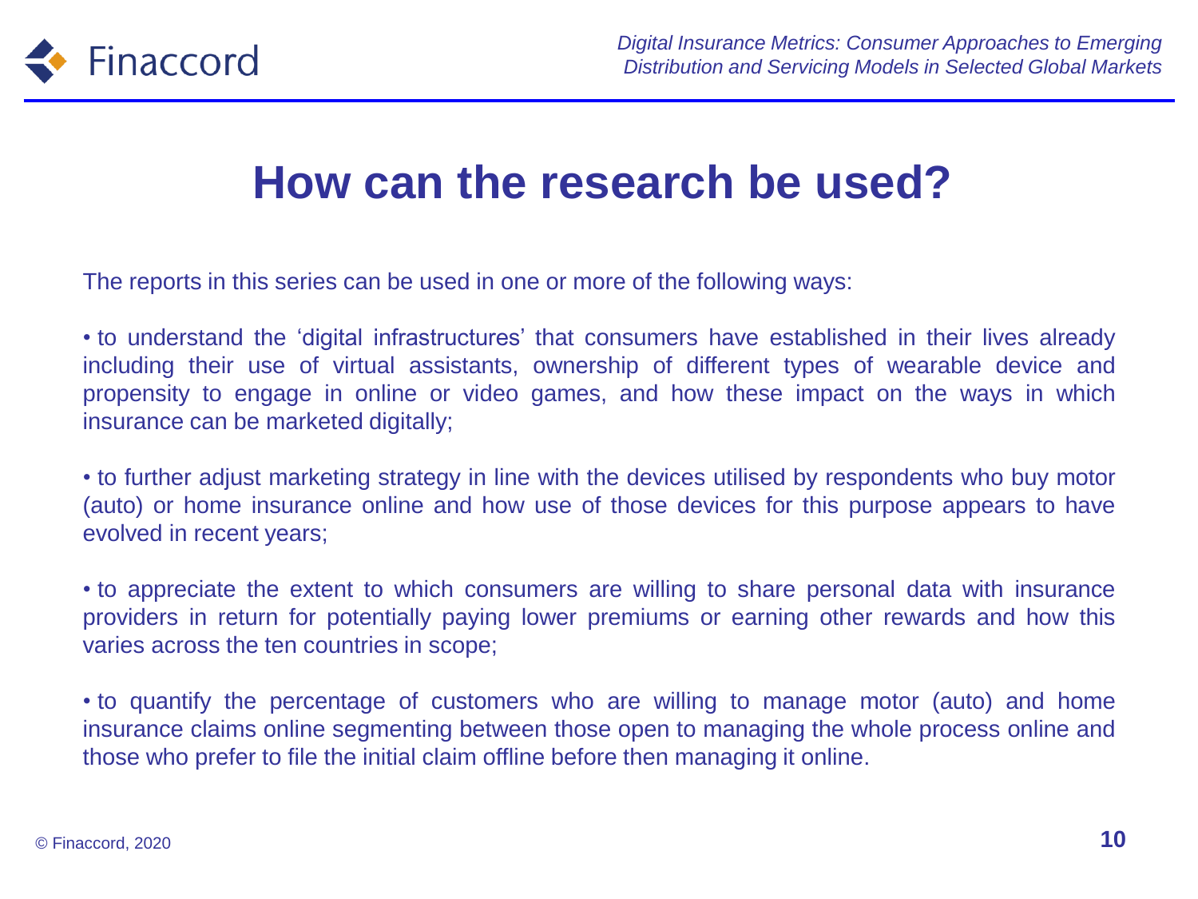# How can the research be used?

The reports in this series can be used in one or more of the following ways:

- to understand the 'digital infrastructures' that consumers have established in their lives already including their use of virtual assistants, ownership of different types of wearable device and propensity to engage in online or video games, and how these impact on the ways in which insurance can be marketed digitally;

- to further adjust marketing strategy in line with the devices utilised by respondents who buy motor (auto) or home insurance online and how use of those devices for this purpose appears to have evolved in recent years;

- to appreciate the extent to which consumers are willing to share personal data with insurance providers in return for potentially paying lower premiums or earning other rewards and how this varies across the ten countries in scope;

- to quantify the percentage of customers who are willing to manage motor (auto) and home insurance claims online segmenting between those open to managing the whole process online and those who prefer to file the initial claim offline before then managing it online.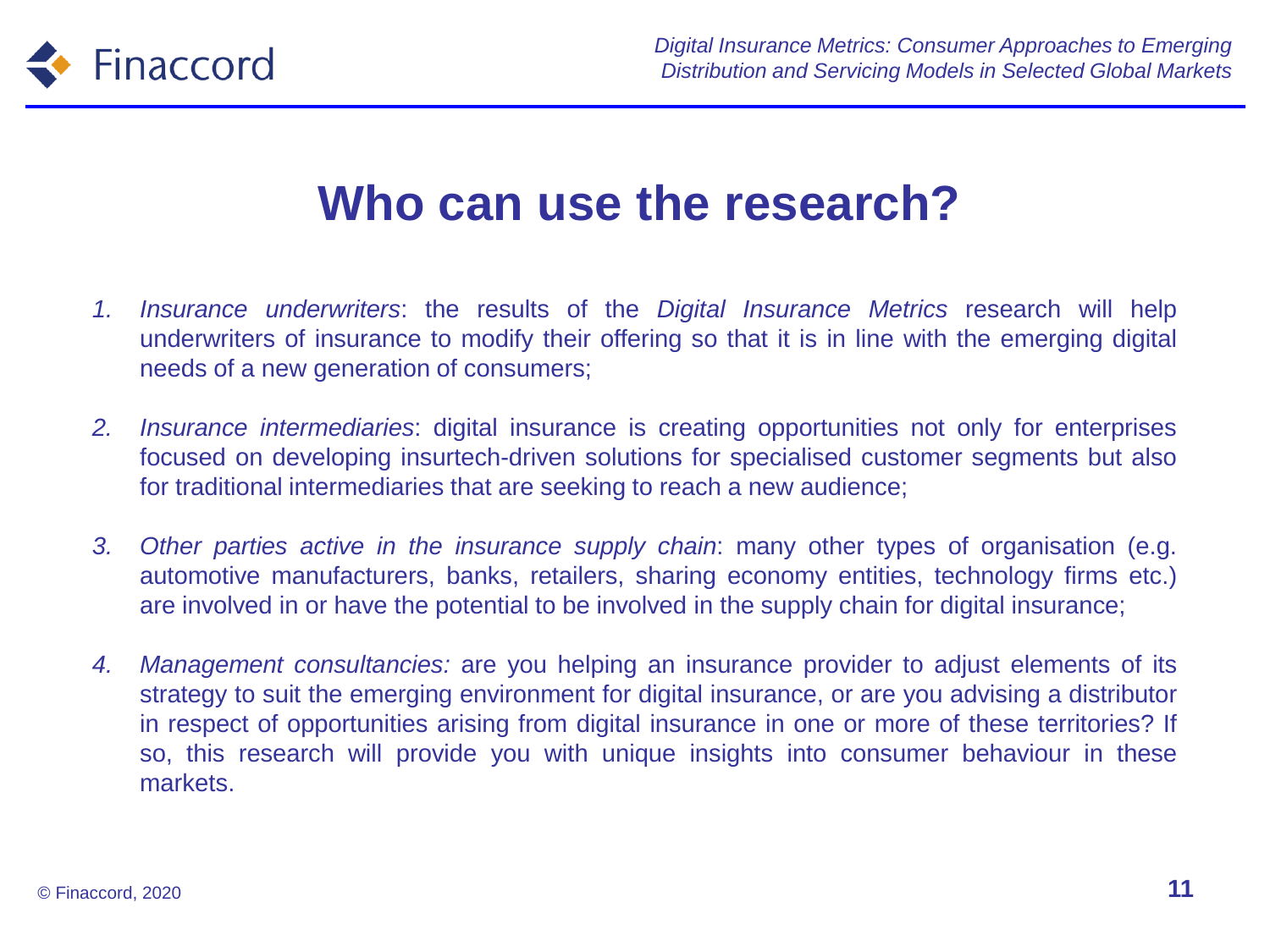# Who can use the research?

1. *Insurance underwriters*: the results of the *Digital Insurance Metrics* research will help underwriters of insurance to modify their offering so that it is in line with the emerging digital needs of a new generation of consumers;

2. *Insurance intermediaries*: digital insurance is creating opportunities not only for enterprises focused on developing insurtech-driven solutions for specialised customer segments but also for traditional intermediaries that are seeking to reach a new audience;

3. *Other parties active in the insurance supply chain*: many other types of organisation (e.g. automotive manufacturers, banks, retailers, sharing economy entities, technology firms etc.) are involved in or have the potential to be involved in the supply chain for digital insurance;

4. *Management consultancies:* are you helping an insurance provider to adjust elements of its strategy to suit the emerging environment for digital insurance, or are you advising a distributor in respect of opportunities arising from digital insurance in one or more of these territories? If so, this research will provide you with unique insights into consumer behaviour in these markets.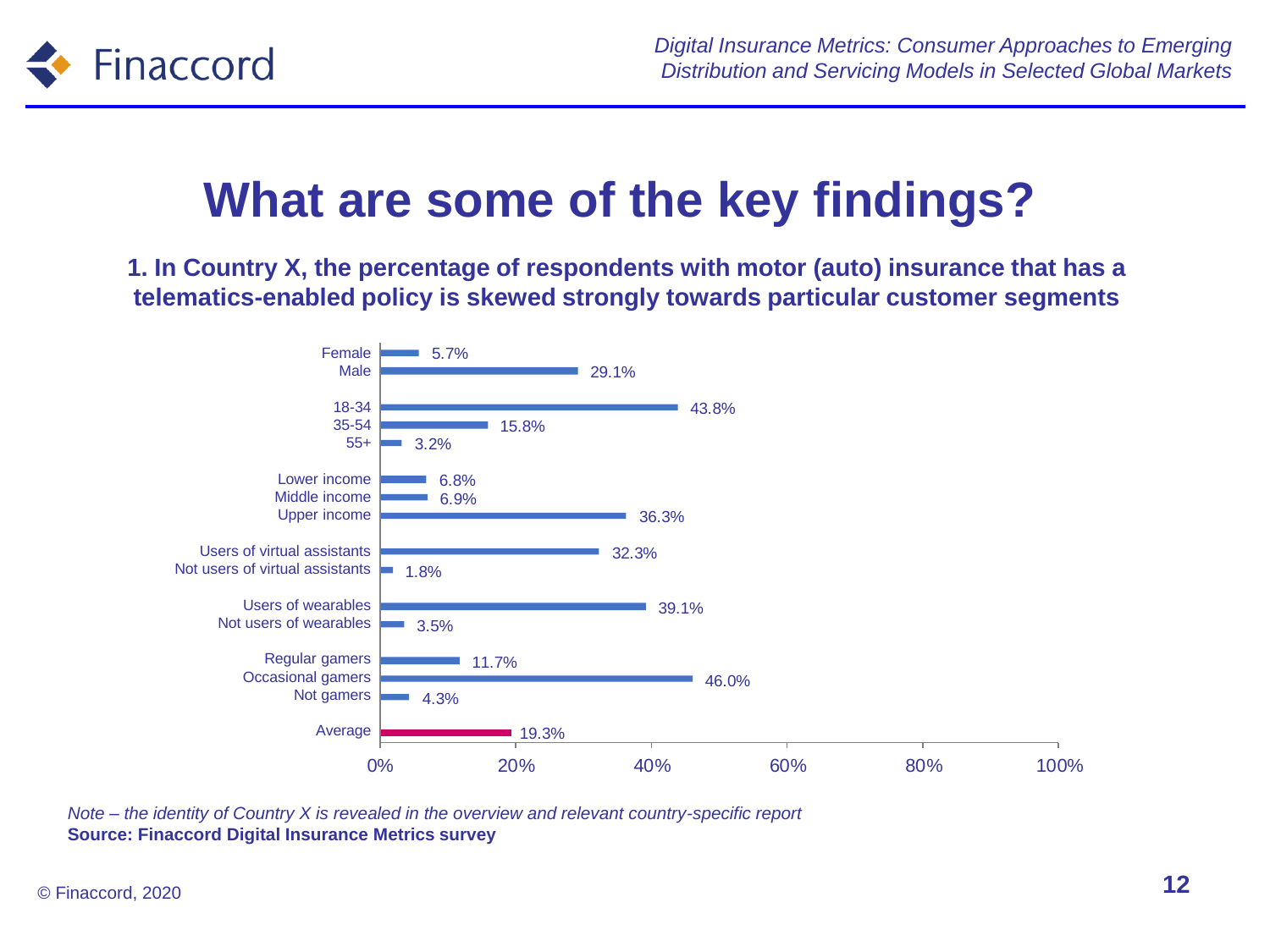# What are some of the key findings?

**1. In Country X, the percentage of respondents with motor (auto) insurance that has a telematics-enabled policy is skewed strongly towards particular customer segments**

| Segment | % |
|---|---|
| Female | 5.7% |
| Male | 29.1% |
| 18-34 | 43.8% |
| 35-54 | 15.8% |
| 55+ | 3.2% |
| Lower income | 6.8% |
| Middle income | 6.9% |
| Upper income | 36.3% |
| Users of virtual assistants | 32.3% |
| Not users of virtual assistants | 1.8% |
| Users of wearables | 39.1% |
| Not users of wearables | 3.5% |
| Regular gamers | 11.7% |
| Occasional gamers | 46.0% |
| Not gamers | 4.3% |
| Average | 19.3% |

*Note – the identity of Country X is revealed in the overview and relevant country-specific report*

**Source: Finaccord Digital Insurance Metrics survey**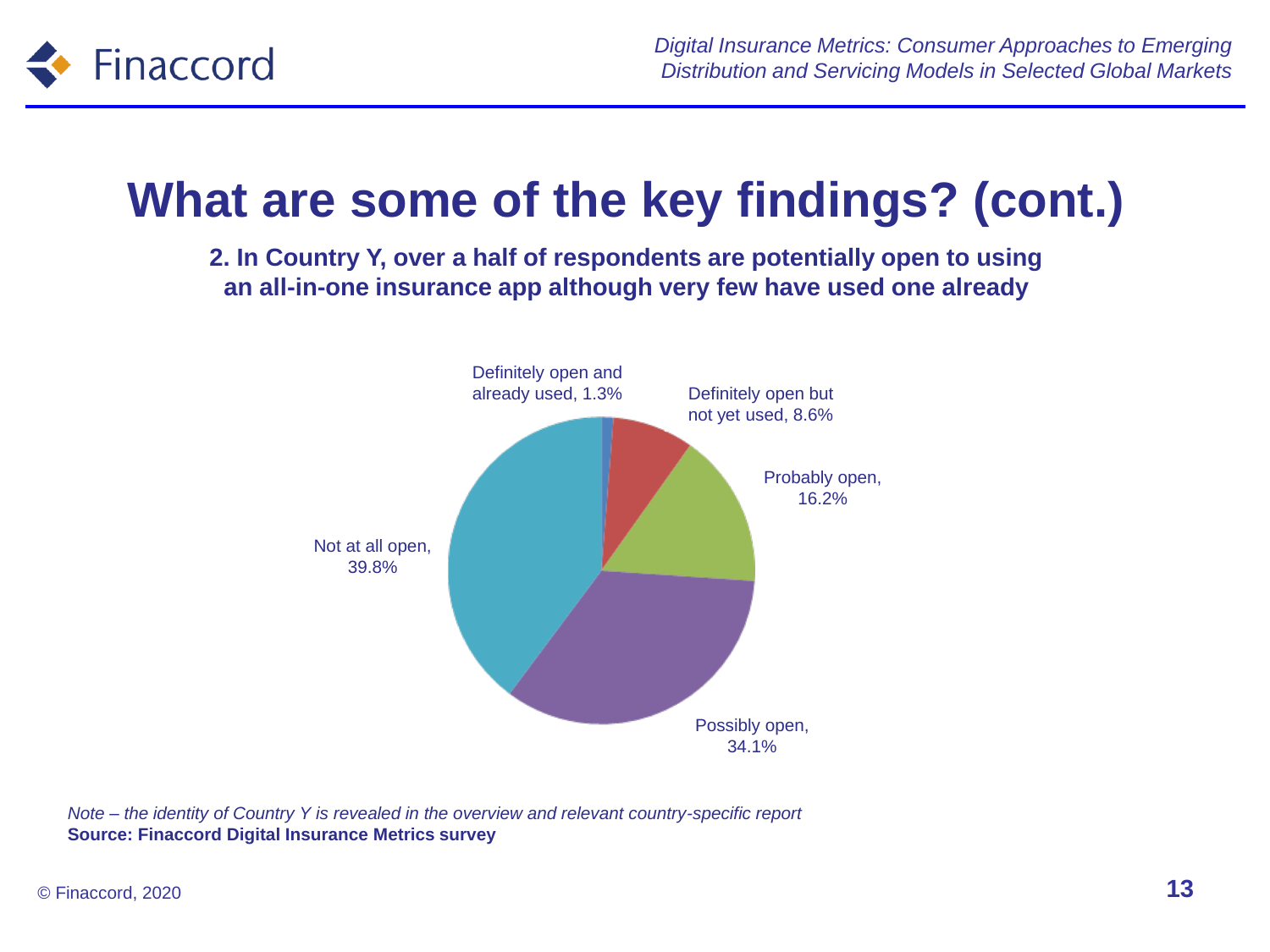# What are some of the key findings? (cont.)

**2. In Country Y, over a half of respondents are potentially open to using an all-in-one insurance app although very few have used one already**

Definitely open and already used, 1.3%

Definitely open but not yet used, 8.6%

Probably open, 16.2%

Possibly open, 34.1%

Not at all open, 39.8%

*Note – the identity of Country Y is revealed in the overview and relevant country-specific report*

**Source: Finaccord Digital Insurance Metrics survey**

© Finaccord, 2020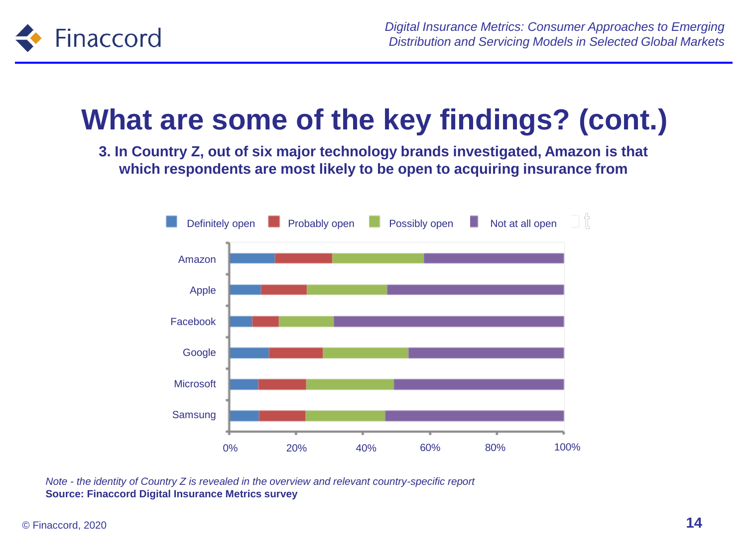# What are some of the key findings? (cont.)

**3. In Country Z, out of six major technology brands investigated, Amazon is that which respondents are most likely to be open to acquiring insurance from**

Definitely open | Probably open | Possibly open | Not at all open

Amazon
Apple
Facebook
Google
Microsoft
Samsung

0% 20% 40% 60% 80% 100%

*Note - the identity of Country Z is revealed in the overview and relevant country-specific report*
**Source: Finaccord Digital Insurance Metrics survey**

© Finaccord, 2020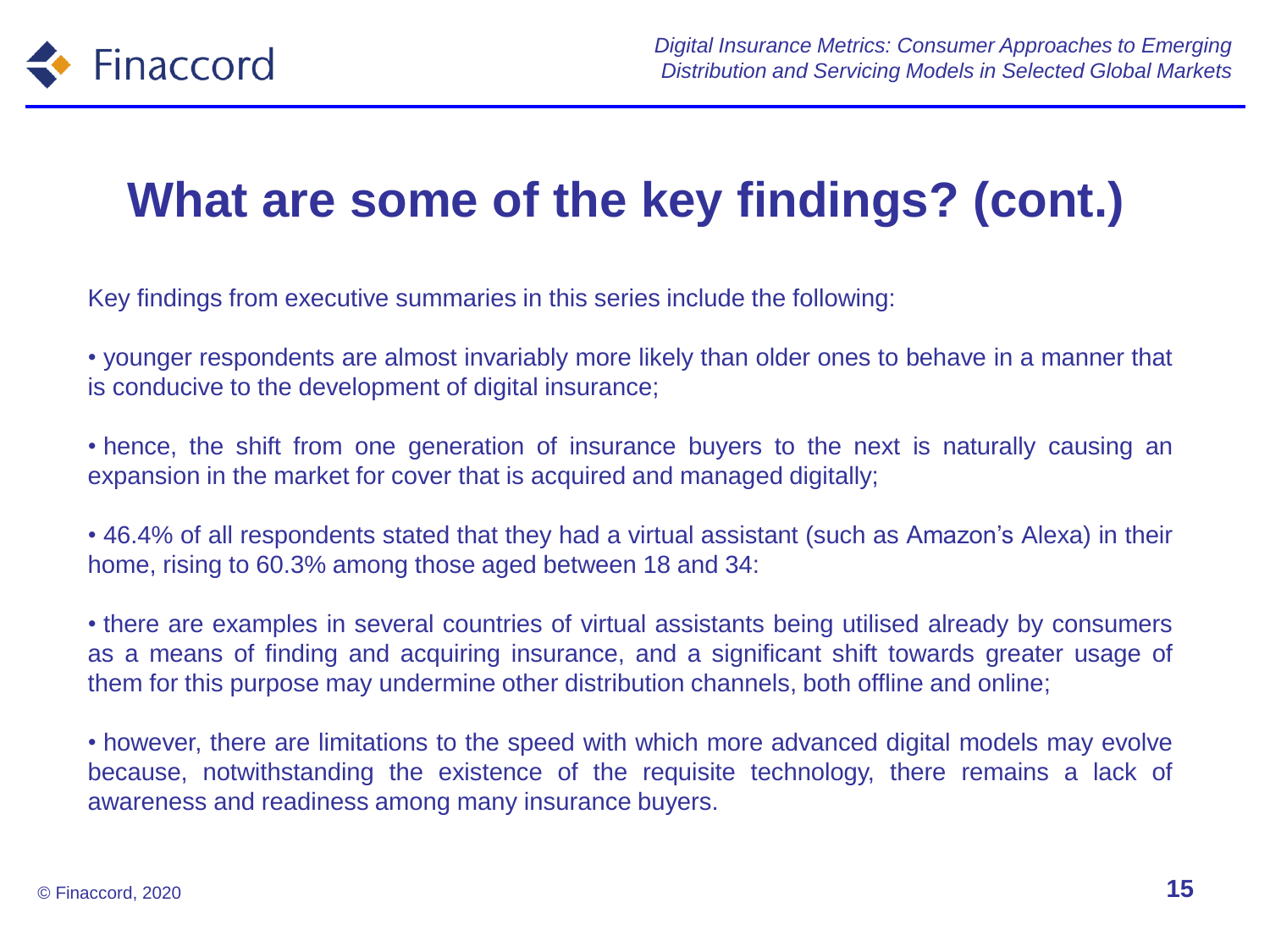# What are some of the key findings? (cont.)

Key findings from executive summaries in this series include the following:

- younger respondents are almost invariably more likely than older ones to behave in a manner that is conducive to the development of digital insurance;

- hence, the shift from one generation of insurance buyers to the next is naturally causing an expansion in the market for cover that is acquired and managed digitally;

- 46.4% of all respondents stated that they had a virtual assistant (such as Amazon's Alexa) in their home, rising to 60.3% among those aged between 18 and 34:

- there are examples in several countries of virtual assistants being utilised already by consumers as a means of finding and acquiring insurance, and a significant shift towards greater usage of them for this purpose may undermine other distribution channels, both offline and online;

- however, there are limitations to the speed with which more advanced digital models may evolve because, notwithstanding the existence of the requisite technology, there remains a lack of awareness and readiness among many insurance buyers.